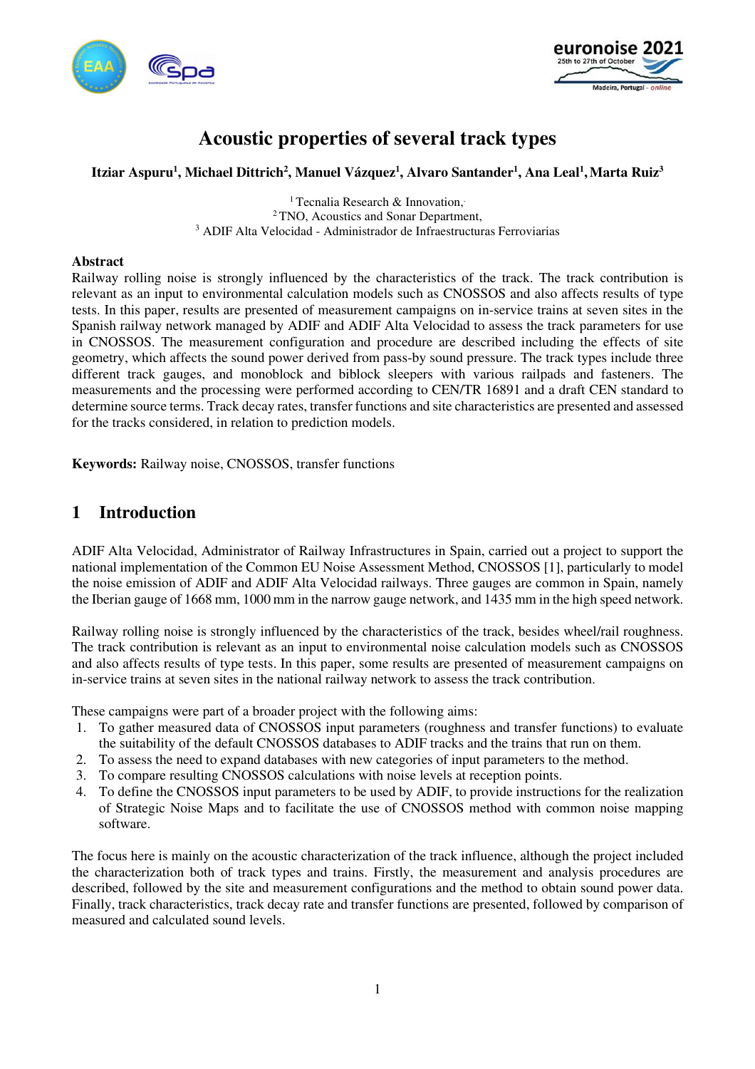# Acoustic properties of several track types

**Itziar Aspuru[1], Michael Dittrich[2], Manuel Vázquez[1], Alvaro Santander[1], Ana Leal[1], Marta Ruiz[3]**

[1] Tecnalia Research & Innovation,
[2] TNO, Acoustics and Sonar Department,
[3] ADIF Alta Velocidad - Administrador de Infraestructuras Ferroviarias

### Abstract

Railway rolling noise is strongly influenced by the characteristics of the track. The track contribution is relevant as an input to environmental calculation models such as CNOSSOS and also affects results of type tests. In this paper, results are presented of measurement campaigns on in-service trains at seven sites in the Spanish railway network managed by ADIF and ADIF Alta Velocidad to assess the track parameters for use in CNOSSOS. The measurement configuration and procedure are described including the effects of site geometry, which affects the sound power derived from pass-by sound pressure. The track types include three different track gauges, and monoblock and biblock sleepers with various railpads and fasteners. The measurements and the processing were performed according to CEN/TR 16891 and a draft CEN standard to determine source terms. Track decay rates, transfer functions and site characteristics are presented and assessed for the tracks considered, in relation to prediction models.

**Keywords:** Railway noise, CNOSSOS, transfer functions

## 1 Introduction

ADIF Alta Velocidad, Administrator of Railway Infrastructures in Spain, carried out a project to support the national implementation of the Common EU Noise Assessment Method, CNOSSOS [1], particularly to model the noise emission of ADIF and ADIF Alta Velocidad railways. Three gauges are common in Spain, namely the Iberian gauge of 1668 mm, 1000 mm in the narrow gauge network, and 1435 mm in the high speed network.

Railway rolling noise is strongly influenced by the characteristics of the track, besides wheel/rail roughness. The track contribution is relevant as an input to environmental noise calculation models such as CNOSSOS and also affects results of type tests. In this paper, some results are presented of measurement campaigns on in-service trains at seven sites in the national railway network to assess the track contribution.

These campaigns were part of a broader project with the following aims:

1. To gather measured data of CNOSSOS input parameters (roughness and transfer functions) to evaluate the suitability of the default CNOSSOS databases to ADIF tracks and the trains that run on them.
2. To assess the need to expand databases with new categories of input parameters to the method.
3. To compare resulting CNOSSOS calculations with noise levels at reception points.
4. To define the CNOSSOS input parameters to be used by ADIF, to provide instructions for the realization of Strategic Noise Maps and to facilitate the use of CNOSSOS method with common noise mapping software.

The focus here is mainly on the acoustic characterization of the track influence, although the project included the characterization both of track types and trains. Firstly, the measurement and analysis procedures are described, followed by the site and measurement configurations and the method to obtain sound power data. Finally, track characteristics, track decay rate and transfer functions are presented, followed by comparison of measured and calculated sound levels.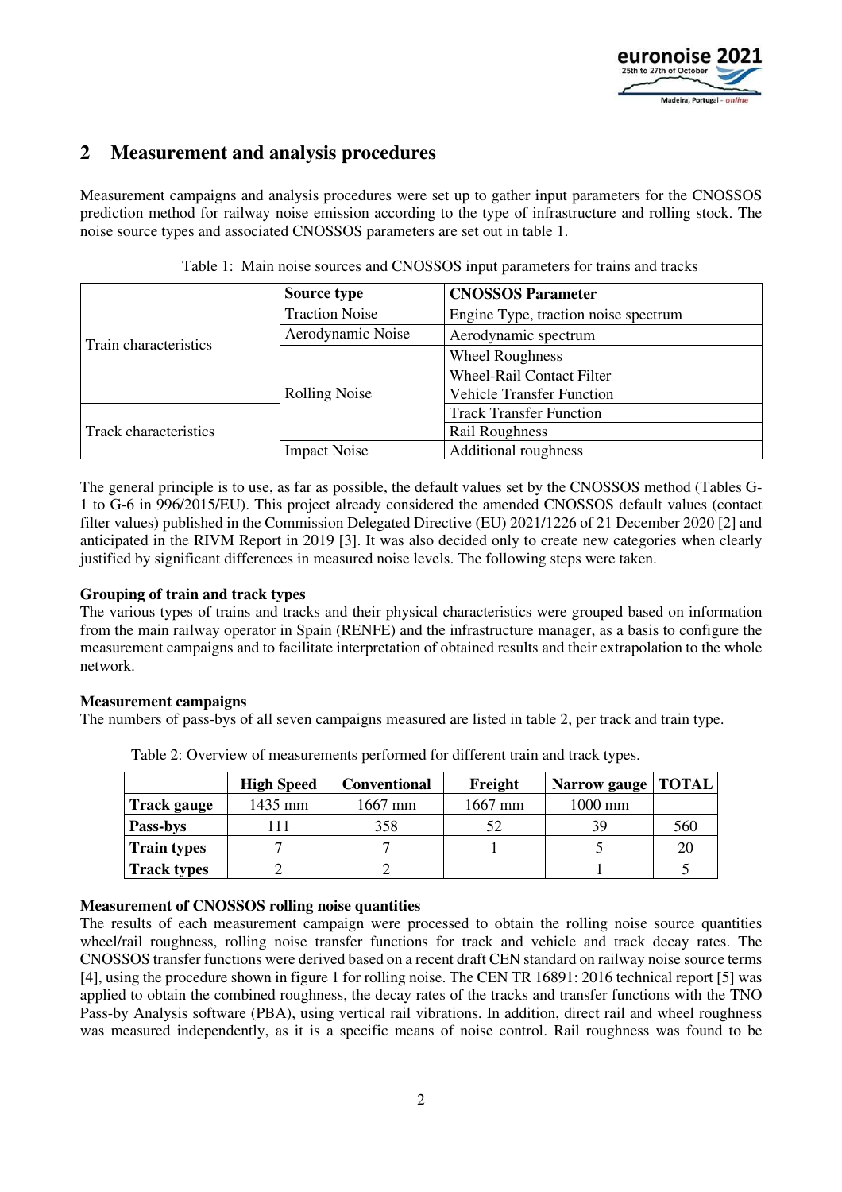## 2 Measurement and analysis procedures

Measurement campaigns and analysis procedures were set up to gather input parameters for the CNOSSOS prediction method for railway noise emission according to the type of infrastructure and rolling stock. The noise source types and associated CNOSSOS parameters are set out in table 1.

Table 1: Main noise sources and CNOSSOS input parameters for trains and tracks

| | Source type | CNOSSOS Parameter |
|---|---|---|
| Train characteristics | Traction Noise | Engine Type, traction noise spectrum |
| | Aerodynamic Noise | Aerodynamic spectrum |
| | Rolling Noise | Wheel Roughness |
| | | Wheel-Rail Contact Filter |
| | | Vehicle Transfer Function |
| Track characteristics | | Track Transfer Function |
| | | Rail Roughness |
| | Impact Noise | Additional roughness |

The general principle is to use, as far as possible, the default values set by the CNOSSOS method (Tables G-1 to G-6 in 996/2015/EU). This project already considered the amended CNOSSOS default values (contact filter values) published in the Commission Delegated Directive (EU) 2021/1226 of 21 December 2020 [2] and anticipated in the RIVM Report in 2019 [3]. It was also decided only to create new categories when clearly justified by significant differences in measured noise levels. The following steps were taken.

**Grouping of train and track types**

The various types of trains and tracks and their physical characteristics were grouped based on information from the main railway operator in Spain (RENFE) and the infrastructure manager, as a basis to configure the measurement campaigns and to facilitate interpretation of obtained results and their extrapolation to the whole network.

**Measurement campaigns**

The numbers of pass-bys of all seven campaigns measured are listed in table 2, per track and train type.

Table 2: Overview of measurements performed for different train and track types.

| | High Speed | Conventional | Freight | Narrow gauge | TOTAL |
|---|---|---|---|---|---|
| **Track gauge** | 1435 mm | 1667 mm | 1667 mm | 1000 mm | |
| **Pass-bys** | 111 | 358 | 52 | 39 | 560 |
| **Train types** | 7 | 7 | 1 | 5 | 20 |
| **Track types** | 2 | 2 | | 1 | 5 |

**Measurement of CNOSSOS rolling noise quantities**

The results of each measurement campaign were processed to obtain the rolling noise source quantities wheel/rail roughness, rolling noise transfer functions for track and vehicle and track decay rates. The CNOSSOS transfer functions were derived based on a recent draft CEN standard on railway noise source terms [4], using the procedure shown in figure 1 for rolling noise. The CEN TR 16891: 2016 technical report [5] was applied to obtain the combined roughness, the decay rates of the tracks and transfer functions with the TNO Pass-by Analysis software (PBA), using vertical rail vibrations. In addition, direct rail and wheel roughness was measured independently, as it is a specific means of noise control. Rail roughness was found to be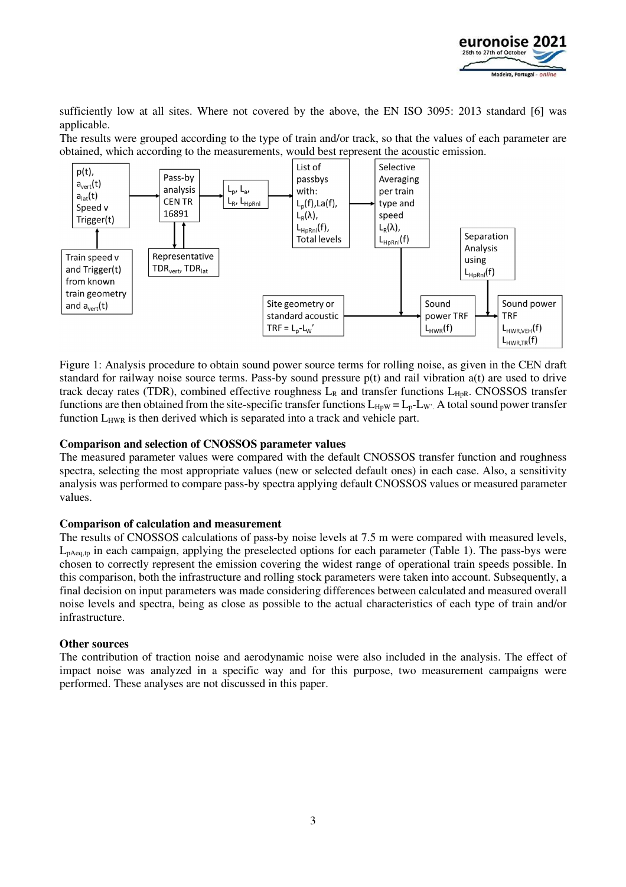sufficiently low at all sites. Where not covered by the above, the EN ISO 3095: 2013 standard [6] was applicable.

The results were grouped according to the type of train and/or track, so that the values of each parameter are obtained, which according to the measurements, would best represent the acoustic emission.

Figure 1: Analysis procedure to obtain sound power source terms for rolling noise, as given in the CEN draft standard for railway noise source terms. Pass-by sound pressure p(t) and rail vibration a(t) are used to drive track decay rates (TDR), combined effective roughness $L_R$ and transfer functions $L_{HpR}$. CNOSSOS transfer functions are then obtained from the site-specific transfer functions $L_{HpW} = L_p$-$L_{W'}$. A total sound power transfer function $L_{HWR}$ is then derived which is separated into a track and vehicle part.

### Comparison and selection of CNOSSOS parameter values

The measured parameter values were compared with the default CNOSSOS transfer function and roughness spectra, selecting the most appropriate values (new or selected default ones) in each case. Also, a sensitivity analysis was performed to compare pass-by spectra applying default CNOSSOS values or measured parameter values.

### Comparison of calculation and measurement

The results of CNOSSOS calculations of pass-by noise levels at 7.5 m were compared with measured levels, $L_{pAeq,tp}$ in each campaign, applying the preselected options for each parameter (Table 1). The pass-bys were chosen to correctly represent the emission covering the widest range of operational train speeds possible. In this comparison, both the infrastructure and rolling stock parameters were taken into account. Subsequently, a final decision on input parameters was made considering differences between calculated and measured overall noise levels and spectra, being as close as possible to the actual characteristics of each type of train and/or infrastructure.

### Other sources

The contribution of traction noise and aerodynamic noise were also included in the analysis. The effect of impact noise was analyzed in a specific way and for this purpose, two measurement campaigns were performed. These analyses are not discussed in this paper.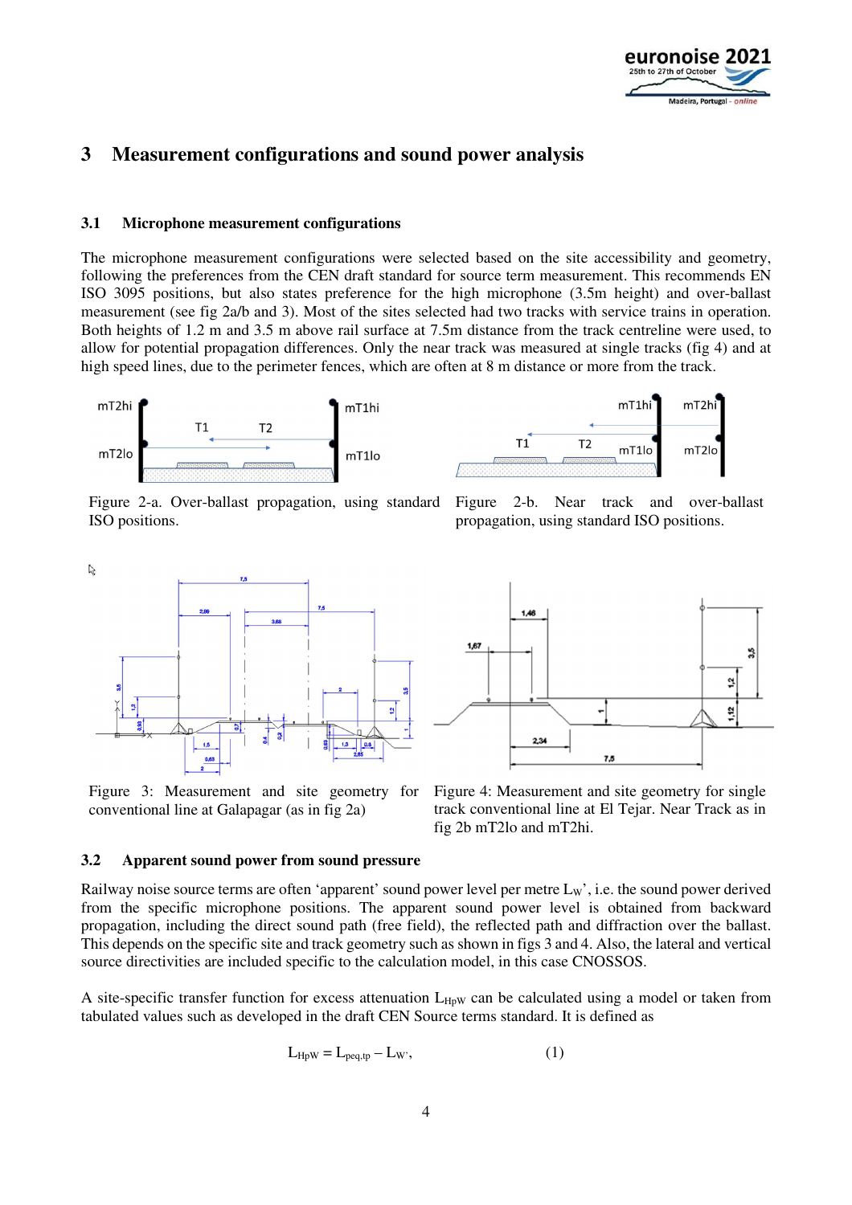## 3 Measurement configurations and sound power analysis

### 3.1 Microphone measurement configurations

The microphone measurement configurations were selected based on the site accessibility and geometry, following the preferences from the CEN draft standard for source term measurement. This recommends EN ISO 3095 positions, but also states preference for the high microphone (3.5m height) and over-ballast measurement (see fig 2a/b and 3). Most of the sites selected had two tracks with service trains in operation. Both heights of 1.2 m and 3.5 m above rail surface at 7.5m distance from the track centreline were used, to allow for potential propagation differences. Only the near track was measured at single tracks (fig 4) and at high speed lines, due to the perimeter fences, which are often at 8 m distance or more from the track.

Figure 2-a. Over-ballast propagation, using standard ISO positions.

Figure 2-b. Near track and over-ballast propagation, using standard ISO positions.

Figure 3: Measurement and site geometry for conventional line at Galapagar (as in fig 2a)

Figure 4: Measurement and site geometry for single track conventional line at El Tejar. Near Track as in fig 2b mT2lo and mT2hi.

### 3.2 Apparent sound power from sound pressure

Railway noise source terms are often 'apparent' sound power level per metre $L_{W'}$, i.e. the sound power derived from the specific microphone positions. The apparent sound power level is obtained from backward propagation, including the direct sound path (free field), the reflected path and diffraction over the ballast. This depends on the specific site and track geometry such as shown in figs 3 and 4. Also, the lateral and vertical source directivities are included specific to the calculation model, in this case CNOSSOS.

A site-specific transfer function for excess attenuation $L_{HpW}$ can be calculated using a model or taken from tabulated values such as developed in the draft CEN Source terms standard. It is defined as

$$L_{HpW} = L_{peq,tp} - L_{W'}, \qquad (1)$$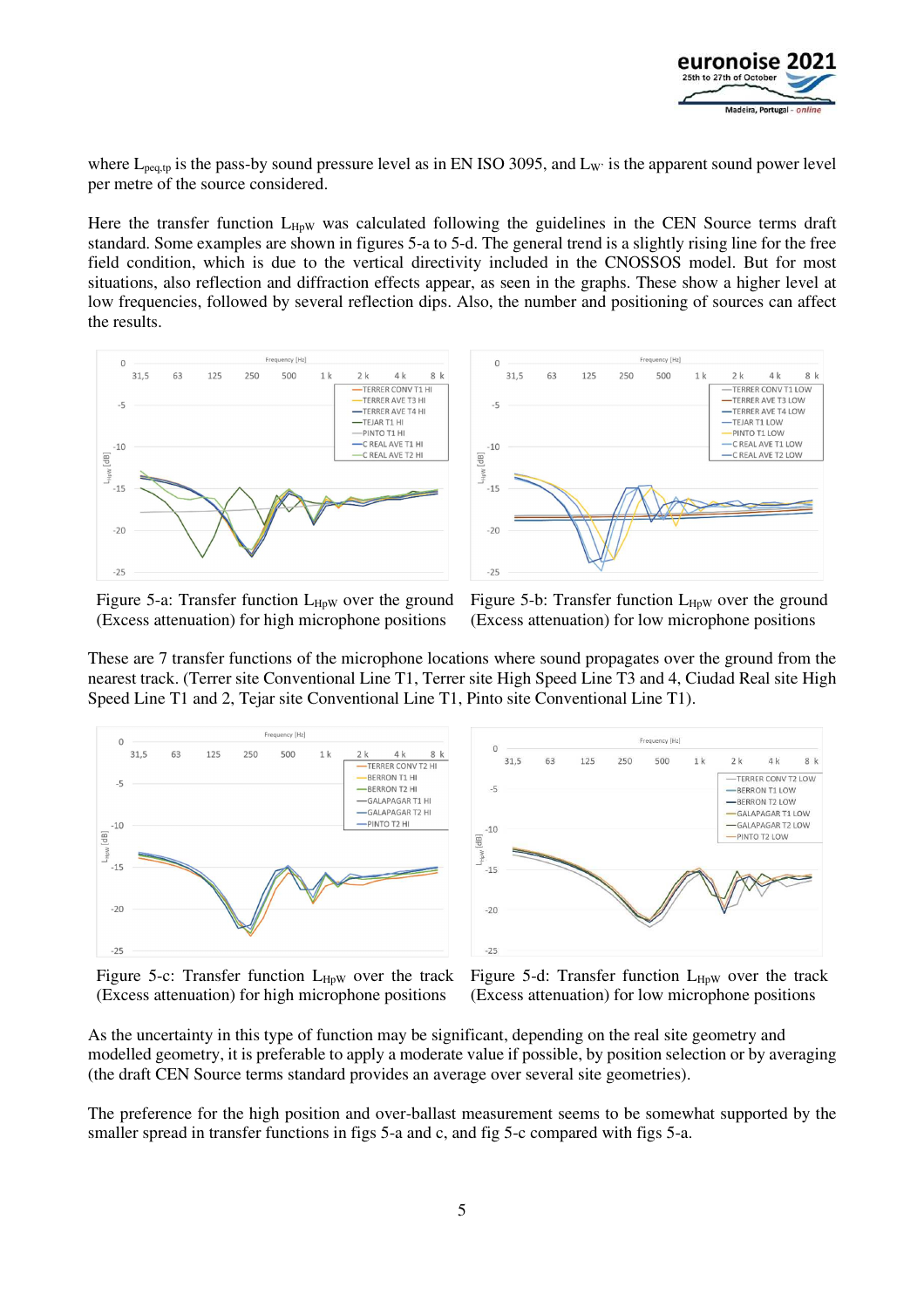where $L_{peq,tp}$ is the pass-by sound pressure level as in EN ISO 3095, and $L_{W'}$ is the apparent sound power level per metre of the source considered.

Here the transfer function $L_{HpW}$ was calculated following the guidelines in the CEN Source terms draft standard. Some examples are shown in figures 5-a to 5-d. The general trend is a slightly rising line for the free field condition, which is due to the vertical directivity included in the CNOSSOS model. But for most situations, also reflection and diffraction effects appear, as seen in the graphs. These show a higher level at low frequencies, followed by several reflection dips. Also, the number and positioning of sources can affect the results.

Figure 5-a: Transfer function $L_{HpW}$ over the ground (Excess attenuation) for high microphone positions

Figure 5-b: Transfer function $L_{HpW}$ over the ground (Excess attenuation) for low microphone positions

These are 7 transfer functions of the microphone locations where sound propagates over the ground from the nearest track. (Terrer site Conventional Line T1, Terrer site High Speed Line T3 and 4, Ciudad Real site High Speed Line T1 and 2, Tejar site Conventional Line T1, Pinto site Conventional Line T1).

Figure 5-c: Transfer function $L_{HpW}$ over the track (Excess attenuation) for high microphone positions

Figure 5-d: Transfer function $L_{HpW}$ over the track (Excess attenuation) for low microphone positions

As the uncertainty in this type of function may be significant, depending on the real site geometry and modelled geometry, it is preferable to apply a moderate value if possible, by position selection or by averaging (the draft CEN Source terms standard provides an average over several site geometries).

The preference for the high position and over-ballast measurement seems to be somewhat supported by the smaller spread in transfer functions in figs 5-a and c, and fig 5-c compared with figs 5-a.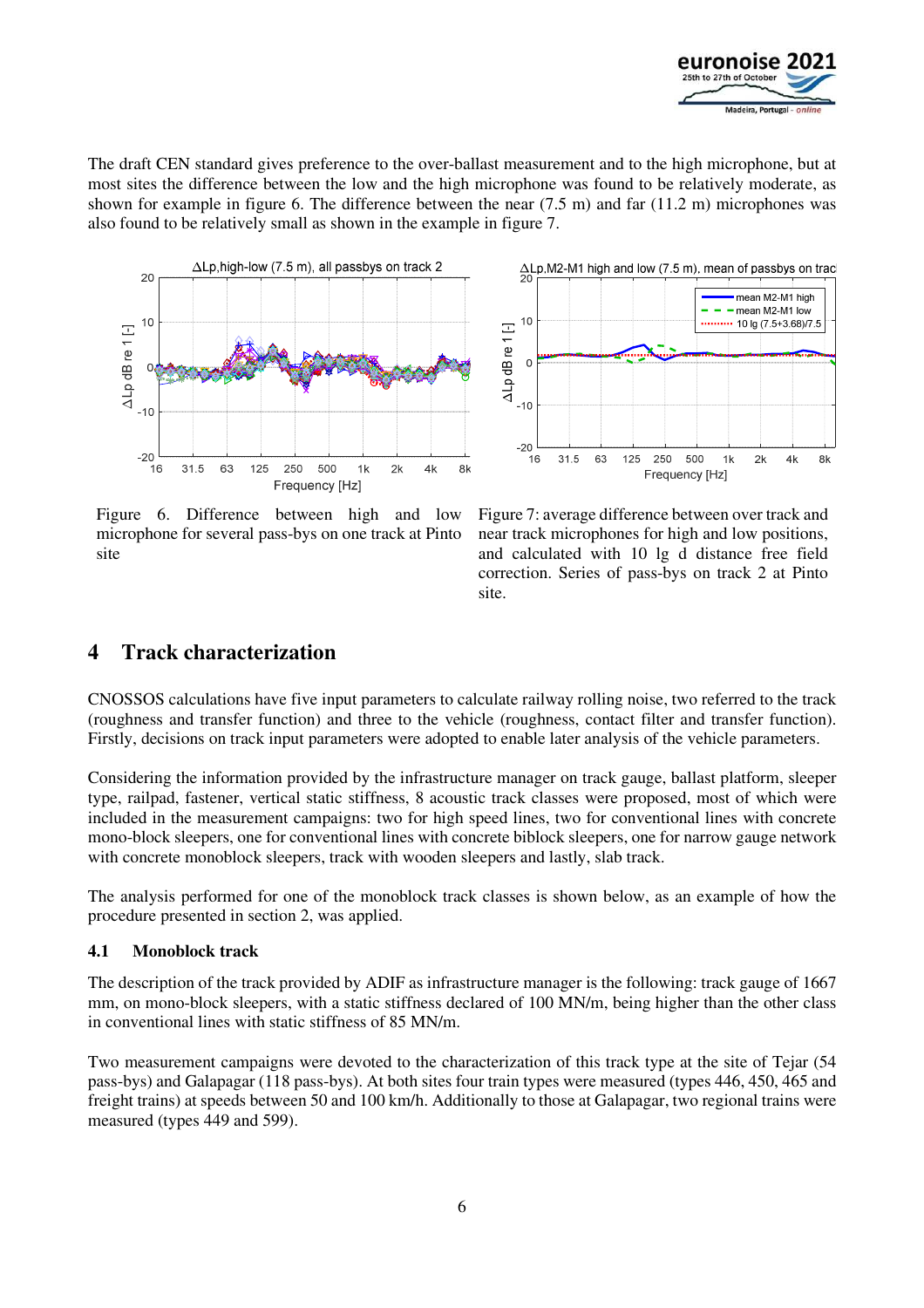The draft CEN standard gives preference to the over-ballast measurement and to the high microphone, but at most sites the difference between the low and the high microphone was found to be relatively moderate, as shown for example in figure 6. The difference between the near (7.5 m) and far (11.2 m) microphones was also found to be relatively small as shown in the example in figure 7.

Figure 6. Difference between high and low microphone for several pass-bys on one track at Pinto site

Figure 7: average difference between over track and near track microphones for high and low positions, and calculated with 10 lg d distance free field correction. Series of pass-bys on track 2 at Pinto site.

# 4 Track characterization

CNOSSOS calculations have five input parameters to calculate railway rolling noise, two referred to the track (roughness and transfer function) and three to the vehicle (roughness, contact filter and transfer function). Firstly, decisions on track input parameters were adopted to enable later analysis of the vehicle parameters.

Considering the information provided by the infrastructure manager on track gauge, ballast platform, sleeper type, railpad, fastener, vertical static stiffness, 8 acoustic track classes were proposed, most of which were included in the measurement campaigns: two for high speed lines, two for conventional lines with concrete mono-block sleepers, one for conventional lines with concrete biblock sleepers, one for narrow gauge network with concrete monoblock sleepers, track with wooden sleepers and lastly, slab track.

The analysis performed for one of the monoblock track classes is shown below, as an example of how the procedure presented in section 2, was applied.

## 4.1 Monoblock track

The description of the track provided by ADIF as infrastructure manager is the following: track gauge of 1667 mm, on mono-block sleepers, with a static stiffness declared of 100 MN/m, being higher than the other class in conventional lines with static stiffness of 85 MN/m.

Two measurement campaigns were devoted to the characterization of this track type at the site of Tejar (54 pass-bys) and Galapagar (118 pass-bys). At both sites four train types were measured (types 446, 450, 465 and freight trains) at speeds between 50 and 100 km/h. Additionally to those at Galapagar, two regional trains were measured (types 449 and 599).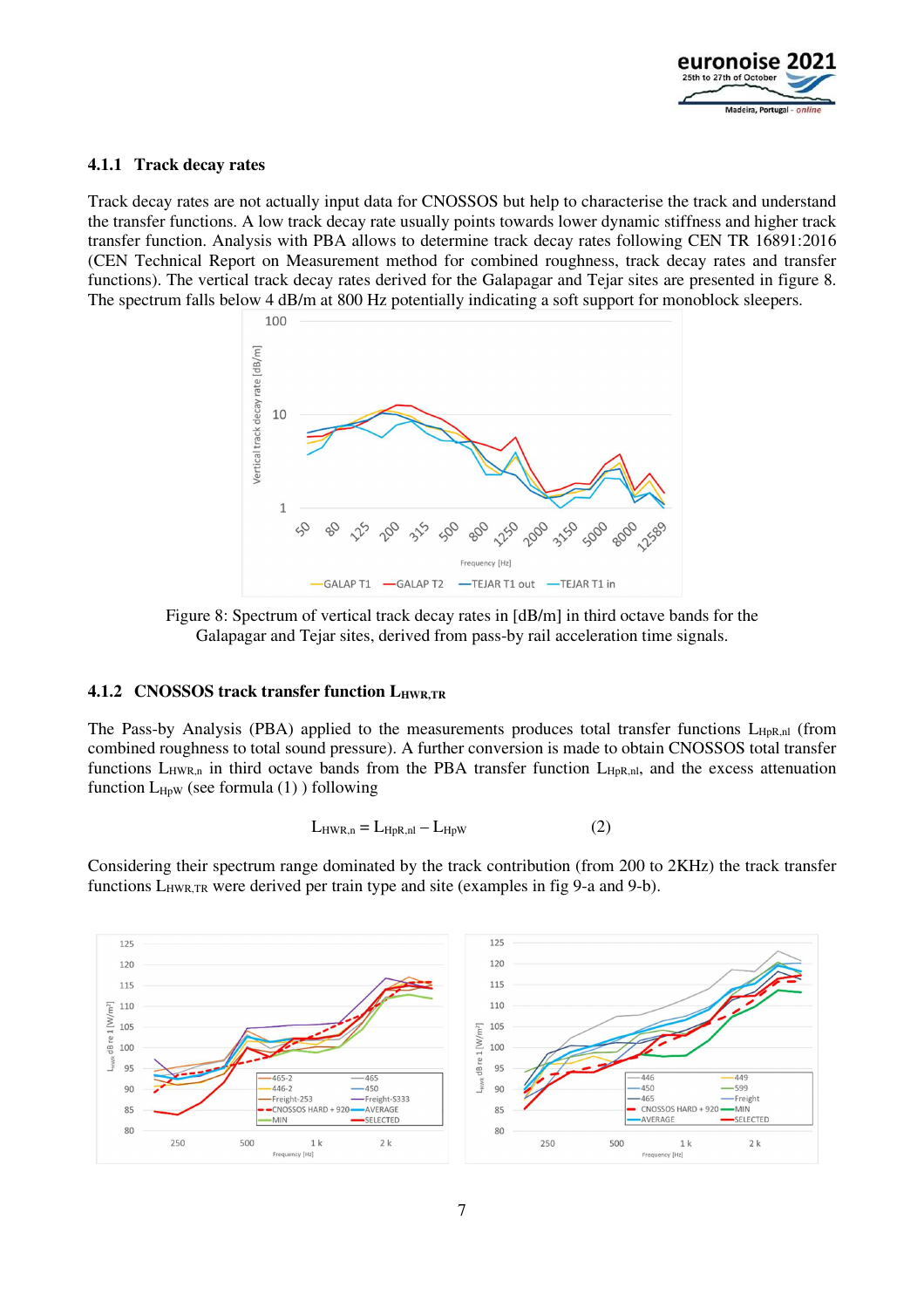### 4.1.1 Track decay rates

Track decay rates are not actually input data for CNOSSOS but help to characterise the track and understand the transfer functions. A low track decay rate usually points towards lower dynamic stiffness and higher track transfer function. Analysis with PBA allows to determine track decay rates following CEN TR 16891:2016 (CEN Technical Report on Measurement method for combined roughness, track decay rates and transfer functions). The vertical track decay rates derived for the Galapagar and Tejar sites are presented in figure 8. The spectrum falls below 4 dB/m at 800 Hz potentially indicating a soft support for monoblock sleepers.

Figure 8: Spectrum of vertical track decay rates in [dB/m] in third octave bands for the Galapagar and Tejar sites, derived from pass-by rail acceleration time signals.

### 4.1.2 CNOSSOS track transfer function $L_{HWR,TR}$

The Pass-by Analysis (PBA) applied to the measurements produces total transfer functions $L_{HpR,nl}$ (from combined roughness to total sound pressure). A further conversion is made to obtain CNOSSOS total transfer functions $L_{HWR,n}$ in third octave bands from the PBA transfer function $L_{HpR,nl}$, and the excess attenuation function $L_{HpW}$ (see formula (1) ) following

$$L_{HWR,n} = L_{HpR,nl} - L_{HpW} \qquad (2)$$

Considering their spectrum range dominated by the track contribution (from 200 to 2KHz) the track transfer functions $L_{HWR,TR}$ were derived per train type and site (examples in fig 9-a and 9-b).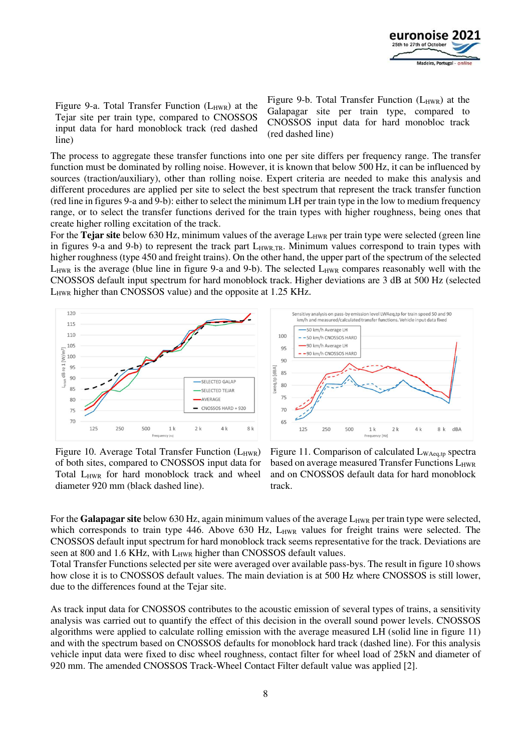Figure 9-a. Total Transfer Function ($L_{HWR}$) at the Tejar site per train type, compared to CNOSSOS input data for hard monoblock track (red dashed line)

Figure 9-b. Total Transfer Function ($L_{HWR}$) at the Galapagar site per train type, compared to CNOSSOS input data for hard monobloc track (red dashed line)

The process to aggregate these transfer functions into one per site differs per frequency range. The transfer function must be dominated by rolling noise. However, it is known that below 500 Hz, it can be influenced by sources (traction/auxiliary), other than rolling noise. Expert criteria are needed to make this analysis and different procedures are applied per site to select the best spectrum that represent the track transfer function (red line in figures 9-a and 9-b): either to select the minimum LH per train type in the low to medium frequency range, or to select the transfer functions derived for the train types with higher roughness, being ones that create higher rolling excitation of the track.

For the **Tejar site** below 630 Hz, minimum values of the average $L_{HWR}$ per train type were selected (green line in figures 9-a and 9-b) to represent the track part $L_{HWR,TR}$. Minimum values correspond to train types with higher roughness (type 450 and freight trains). On the other hand, the upper part of the spectrum of the selected $L_{HWR}$ is the average (blue line in figure 9-a and 9-b). The selected $L_{HWR}$ compares reasonably well with the CNOSSOS default input spectrum for hard monoblock track. Higher deviations are 3 dB at 500 Hz (selected $L_{HWR}$ higher than CNOSSOS value) and the opposite at 1.25 KHz.

Figure 10. Average Total Transfer Function ($L_{HWR}$) of both sites, compared to CNOSSOS input data for Total $L_{HWR}$ for hard monoblock track and wheel diameter 920 mm (black dashed line).

Figure 11. Comparison of calculated $L_{WAeq,tp}$ spectra based on average measured Transfer Functions $L_{HWR}$ and on CNOSSOS default data for hard monoblock track.

For the **Galapagar site** below 630 Hz, again minimum values of the average $L_{HWR}$ per train type were selected, which corresponds to train type 446. Above 630 Hz, $L_{HWR}$ values for freight trains were selected. The CNOSSOS default input spectrum for hard monoblock track seems representative for the track. Deviations are seen at 800 and 1.6 KHz, with $L_{HWR}$ higher than CNOSSOS default values.

Total Transfer Functions selected per site were averaged over available pass-bys. The result in figure 10 shows how close it is to CNOSSOS default values. The main deviation is at 500 Hz where CNOSSOS is still lower, due to the differences found at the Tejar site.

As track input data for CNOSSOS contributes to the acoustic emission of several types of trains, a sensitivity analysis was carried out to quantify the effect of this decision in the overall sound power levels. CNOSSOS algorithms were applied to calculate rolling emission with the average measured LH (solid line in figure 11) and with the spectrum based on CNOSSOS defaults for monoblock hard track (dashed line). For this analysis vehicle input data were fixed to disc wheel roughness, contact filter for wheel load of 25kN and diameter of 920 mm. The amended CNOSSOS Track-Wheel Contact Filter default value was applied [2].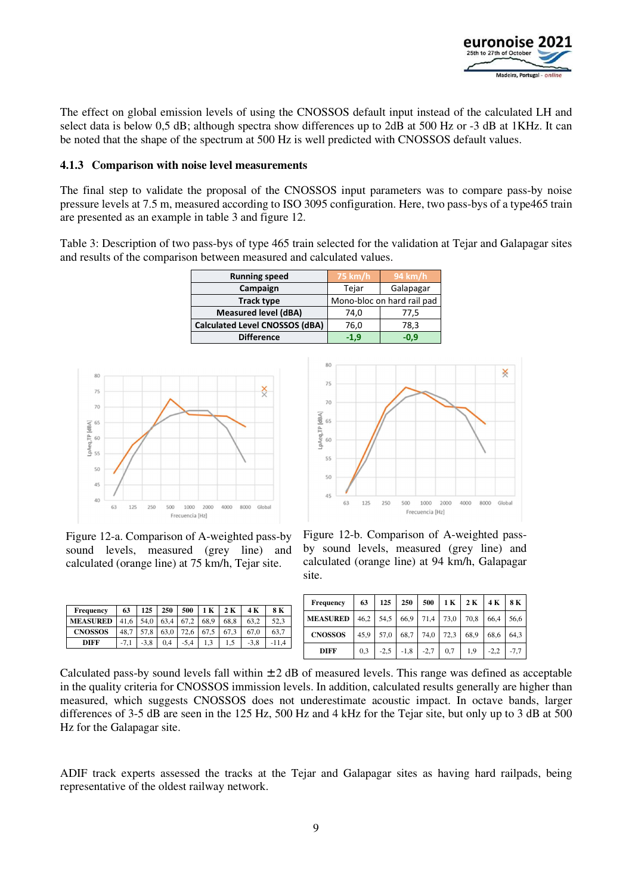The effect on global emission levels of using the CNOSSOS default input instead of the calculated LH and select data is below 0,5 dB; although spectra show differences up to 2dB at 500 Hz or -3 dB at 1KHz. It can be noted that the shape of the spectrum at 500 Hz is well predicted with CNOSSOS default values.

### 4.1.3 Comparison with noise level measurements

The final step to validate the proposal of the CNOSSOS input parameters was to compare pass-by noise pressure levels at 7.5 m, measured according to ISO 3095 configuration. Here, two pass-bys of a type465 train are presented as an example in table 3 and figure 12.

Table 3: Description of two pass-bys of type 465 train selected for the validation at Tejar and Galapagar sites and results of the comparison between measured and calculated values.

| Running speed | 75 km/h | 94 km/h |
|---|---|---|
| Campaign | Tejar | Galapagar |
| Track type | Mono-bloc on hard rail pad | |
| Measured level (dBA) | 74,0 | 77,5 |
| Calculated Level CNOSSOS (dBA) | 76,0 | 78,3 |
| Difference | -1,9 | -0,9 |

Figure 12-a. Comparison of A-weighted pass-by sound levels, measured (grey line) and calculated (orange line) at 75 km/h, Tejar site.

| Frequency | 63 | 125 | 250 | 500 | 1 K | 2 K | 4 K | 8 K |
|---|---|---|---|---|---|---|---|---|
| MEASURED | 41,6 | 54,0 | 63,4 | 67,2 | 68,9 | 68,8 | 63,2 | 52,3 |
| CNOSSOS | 48,7 | 57,8 | 63,0 | 72,6 | 67,5 | 67,3 | 67,0 | 63,7 |
| DIFF | -7,1 | -3,8 | 0,4 | -5,4 | 1,3 | 1,5 | -3,8 | -11,4 |

Figure 12-b. Comparison of A-weighted pass-by sound levels, measured (grey line) and calculated (orange line) at 94 km/h, Galapagar site.

| Frequency | 63 | 125 | 250 | 500 | 1 K | 2 K | 4 K | 8 K |
|---|---|---|---|---|---|---|---|---|
| MEASURED | 46,2 | 54,5 | 66,9 | 71,4 | 73,0 | 70,8 | 66,4 | 56,6 |
| CNOSSOS | 45,9 | 57,0 | 68,7 | 74,0 | 72,3 | 68,9 | 68,6 | 64,3 |
| DIFF | 0,3 | -2,5 | -1,8 | -2,7 | 0,7 | 1,9 | -2,2 | -7,7 |

Calculated pass-by sound levels fall within ±2 dB of measured levels. This range was defined as acceptable in the quality criteria for CNOSSOS immission levels. In addition, calculated results generally are higher than measured, which suggests CNOSSOS does not underestimate acoustic impact. In octave bands, larger differences of 3-5 dB are seen in the 125 Hz, 500 Hz and 4 kHz for the Tejar site, but only up to 3 dB at 500 Hz for the Galapagar site.

ADIF track experts assessed the tracks at the Tejar and Galapagar sites as having hard railpads, being representative of the oldest railway network.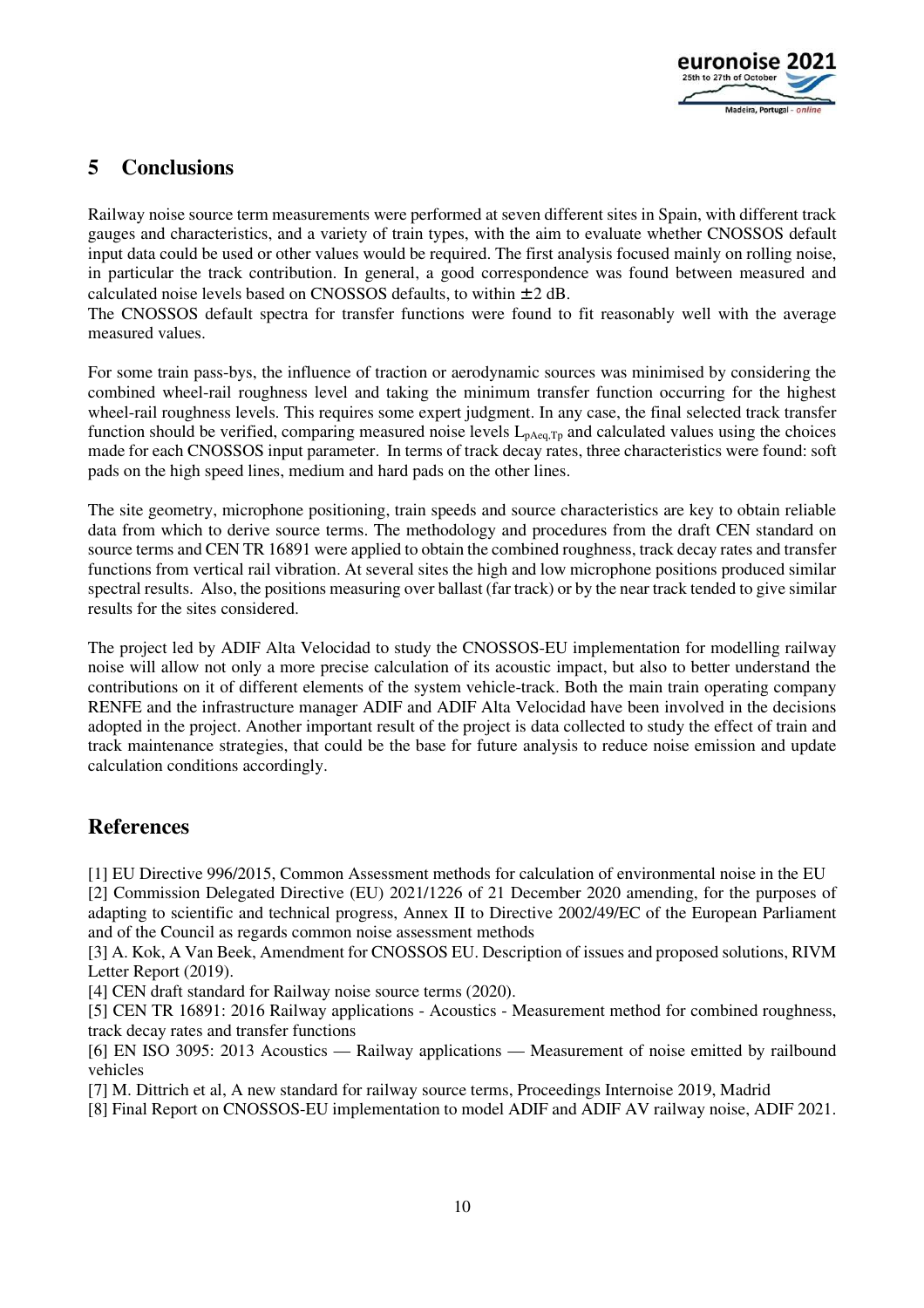## 5 Conclusions

Railway noise source term measurements were performed at seven different sites in Spain, with different track gauges and characteristics, and a variety of train types, with the aim to evaluate whether CNOSSOS default input data could be used or other values would be required. The first analysis focused mainly on rolling noise, in particular the track contribution. In general, a good correspondence was found between measured and calculated noise levels based on CNOSSOS defaults, to within ±2 dB.
The CNOSSOS default spectra for transfer functions were found to fit reasonably well with the average measured values.

For some train pass-bys, the influence of traction or aerodynamic sources was minimised by considering the combined wheel-rail roughness level and taking the minimum transfer function occurring for the highest wheel-rail roughness levels. This requires some expert judgment. In any case, the final selected track transfer function should be verified, comparing measured noise levels $L_{pAeq,Tp}$ and calculated values using the choices made for each CNOSSOS input parameter. In terms of track decay rates, three characteristics were found: soft pads on the high speed lines, medium and hard pads on the other lines.

The site geometry, microphone positioning, train speeds and source characteristics are key to obtain reliable data from which to derive source terms. The methodology and procedures from the draft CEN standard on source terms and CEN TR 16891 were applied to obtain the combined roughness, track decay rates and transfer functions from vertical rail vibration. At several sites the high and low microphone positions produced similar spectral results. Also, the positions measuring over ballast (far track) or by the near track tended to give similar results for the sites considered.

The project led by ADIF Alta Velocidad to study the CNOSSOS-EU implementation for modelling railway noise will allow not only a more precise calculation of its acoustic impact, but also to better understand the contributions on it of different elements of the system vehicle-track. Both the main train operating company RENFE and the infrastructure manager ADIF and ADIF Alta Velocidad have been involved in the decisions adopted in the project. Another important result of the project is data collected to study the effect of train and track maintenance strategies, that could be the base for future analysis to reduce noise emission and update calculation conditions accordingly.

## References

[1] EU Directive 996/2015, Common Assessment methods for calculation of environmental noise in the EU
[2] Commission Delegated Directive (EU) 2021/1226 of 21 December 2020 amending, for the purposes of adapting to scientific and technical progress, Annex II to Directive 2002/49/EC of the European Parliament and of the Council as regards common noise assessment methods
[3] A. Kok, A Van Beek, Amendment for CNOSSOS EU. Description of issues and proposed solutions, RIVM Letter Report (2019).
[4] CEN draft standard for Railway noise source terms (2020).
[5] CEN TR 16891: 2016 Railway applications - Acoustics - Measurement method for combined roughness, track decay rates and transfer functions
[6] EN ISO 3095: 2013 Acoustics — Railway applications — Measurement of noise emitted by railbound vehicles
[7] M. Dittrich et al, A new standard for railway source terms, Proceedings Internoise 2019, Madrid
[8] Final Report on CNOSSOS-EU implementation to model ADIF and ADIF AV railway noise, ADIF 2021.